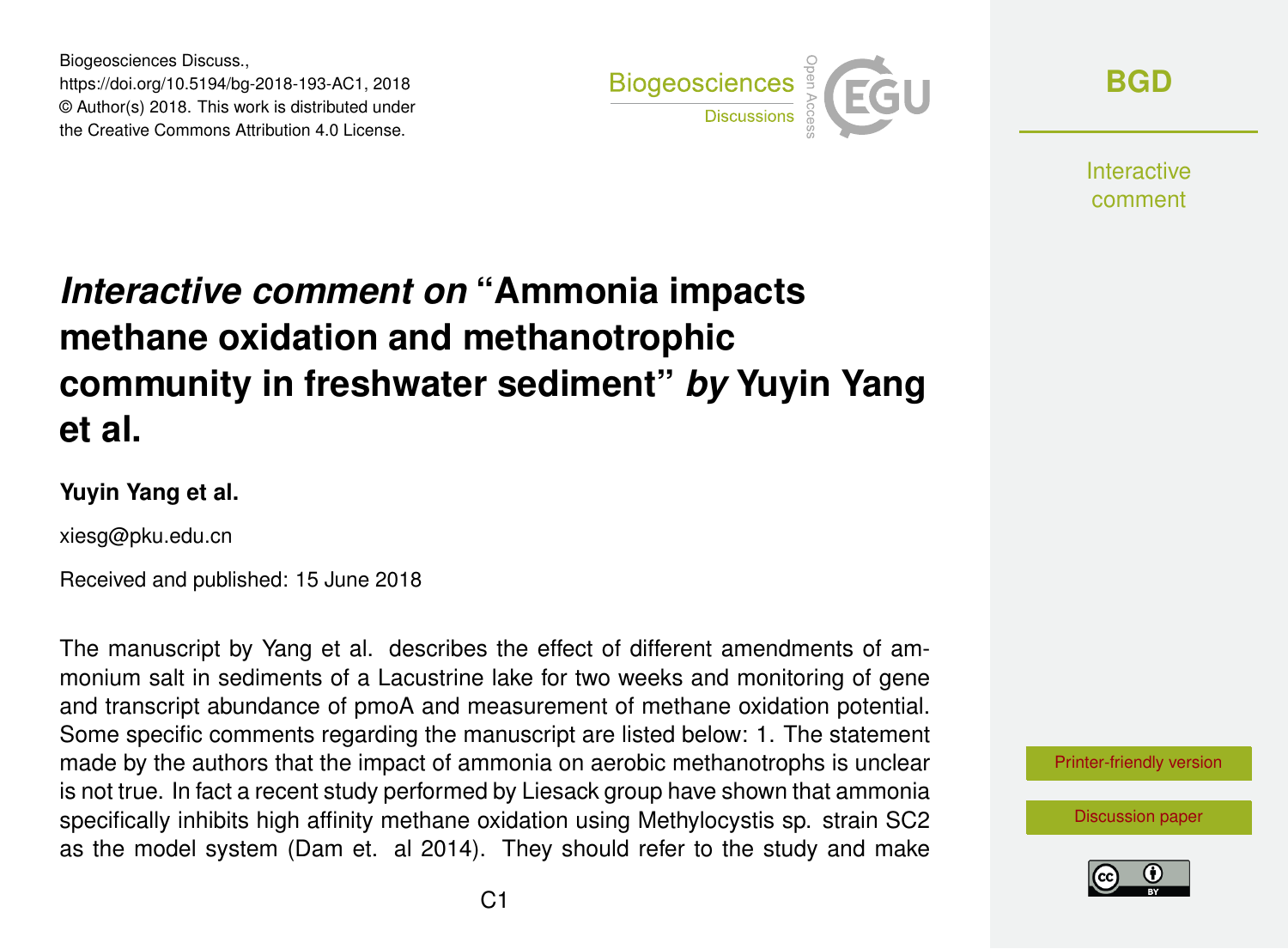# *Interactive comment on* "Ammonia impacts methane oxidation and methanotrophic community in freshwater sediment" *by* Yuyin Yang et al.

**Yuyin Yang et al.**

xiesg@pku.edu.cn

Received and published: 15 June 2018

The manuscript by Yang et al. describes the effect of different amendments of ammonium salt in sediments of a Lacustrine lake for two weeks and monitoring of gene and transcript abundance of pmoA and measurement of methane oxidation potential. Some specific comments regarding the manuscript are listed below: 1. The statement made by the authors that the impact of ammonia on aerobic methanotrophs is unclear is not true. In fact a recent study performed by Liesack group have shown that ammonia specifically inhibits high affinity methane oxidation using Methylocystis sp. strain SC2 as the model system (Dam et. al 2014). They should refer to the study and make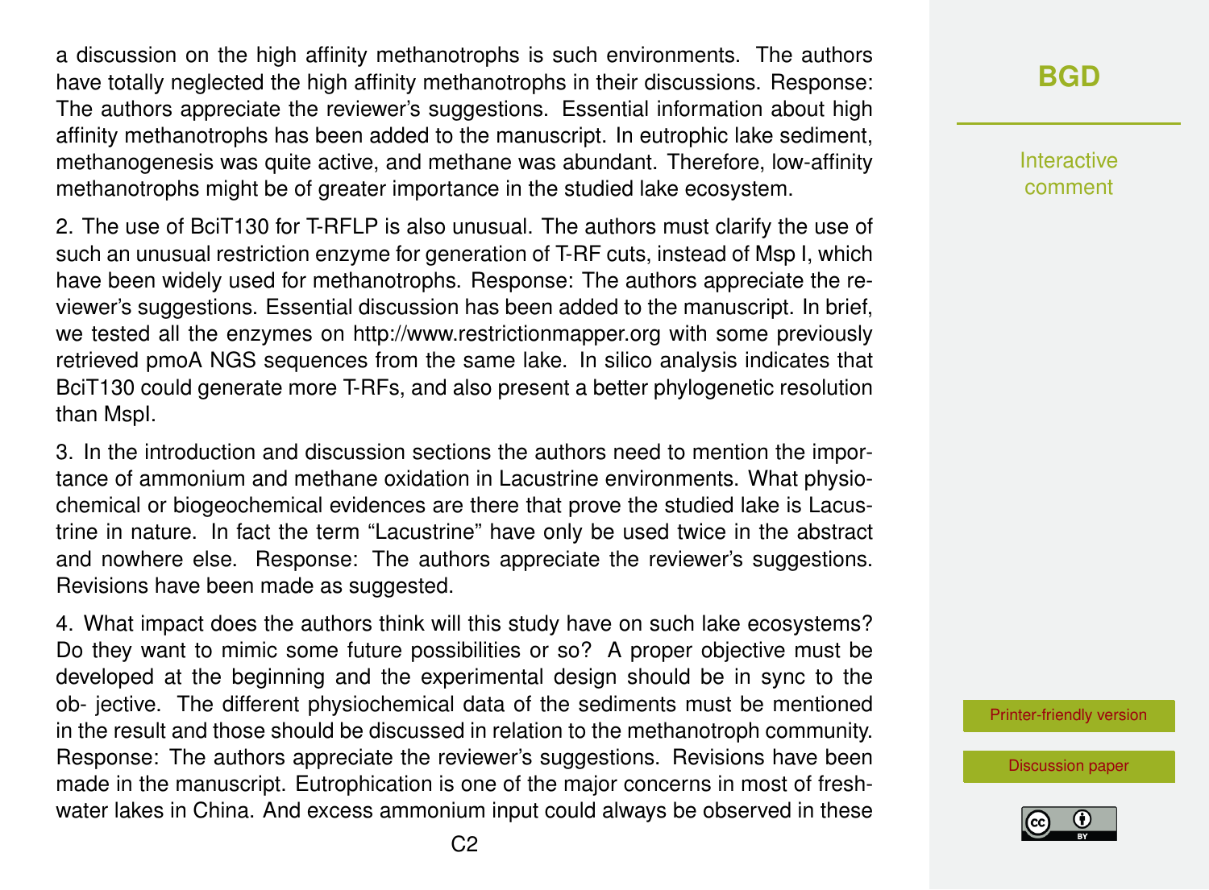a discussion on the high affinity methanotrophs is such environments. The authors have totally neglected the high affinity methanotrophs in their discussions. Response: The authors appreciate the reviewer's suggestions. Essential information about high affinity methanotrophs has been added to the manuscript. In eutrophic lake sediment, methanogenesis was quite active, and methane was abundant. Therefore, low-affinity methanotrophs might be of greater importance in the studied lake ecosystem.

2. The use of BciT130 for T-RFLP is also unusual. The authors must clarify the use of such an unusual restriction enzyme for generation of T-RF cuts, instead of Msp I, which have been widely used for methanotrophs. Response: The authors appreciate the reviewer's suggestions. Essential discussion has been added to the manuscript. In brief, we tested all the enzymes on http://www.restrictionmapper.org with some previously retrieved pmoA NGS sequences from the same lake. In silico analysis indicates that BciT130 could generate more T-RFs, and also present a better phylogenetic resolution than MspI.

3. In the introduction and discussion sections the authors need to mention the importance of ammonium and methane oxidation in Lacustrine environments. What physiochemical or biogeochemical evidences are there that prove the studied lake is Lacustrine in nature. In fact the term "Lacustrine" have only be used twice in the abstract and nowhere else. Response: The authors appreciate the reviewer's suggestions. Revisions have been made as suggested.

4. What impact does the authors think will this study have on such lake ecosystems? Do they want to mimic some future possibilities or so? A proper objective must be developed at the beginning and the experimental design should be in sync to the ob- jective. The different physiochemical data of the sediments must be mentioned in the result and those should be discussed in relation to the methanotroph community. Response: The authors appreciate the reviewer's suggestions. Revisions have been made in the manuscript. Eutrophication is one of the major concerns in most of freshwater lakes in China. And excess ammonium input could always be observed in these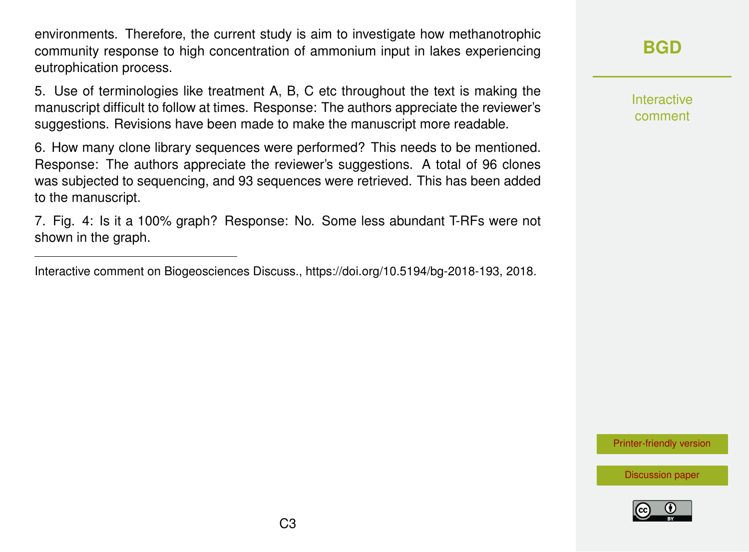environments. Therefore, the current study is aim to investigate how methanotrophic community response to high concentration of ammonium input in lakes experiencing eutrophication process.

5. Use of terminologies like treatment A, B, C etc throughout the text is making the manuscript difficult to follow at times. Response: The authors appreciate the reviewer's suggestions. Revisions have been made to make the manuscript more readable.

6. How many clone library sequences were performed? This needs to be mentioned. Response: The authors appreciate the reviewer's suggestions. A total of 96 clones was subjected to sequencing, and 93 sequences were retrieved. This has been added to the manuscript.

7. Fig. 4: Is it a 100% graph? Response: No. Some less abundant T-RFs were not shown in the graph.

---

Interactive comment on Biogeosciences Discuss., https://doi.org/10.5194/bg-2018-193, 2018.